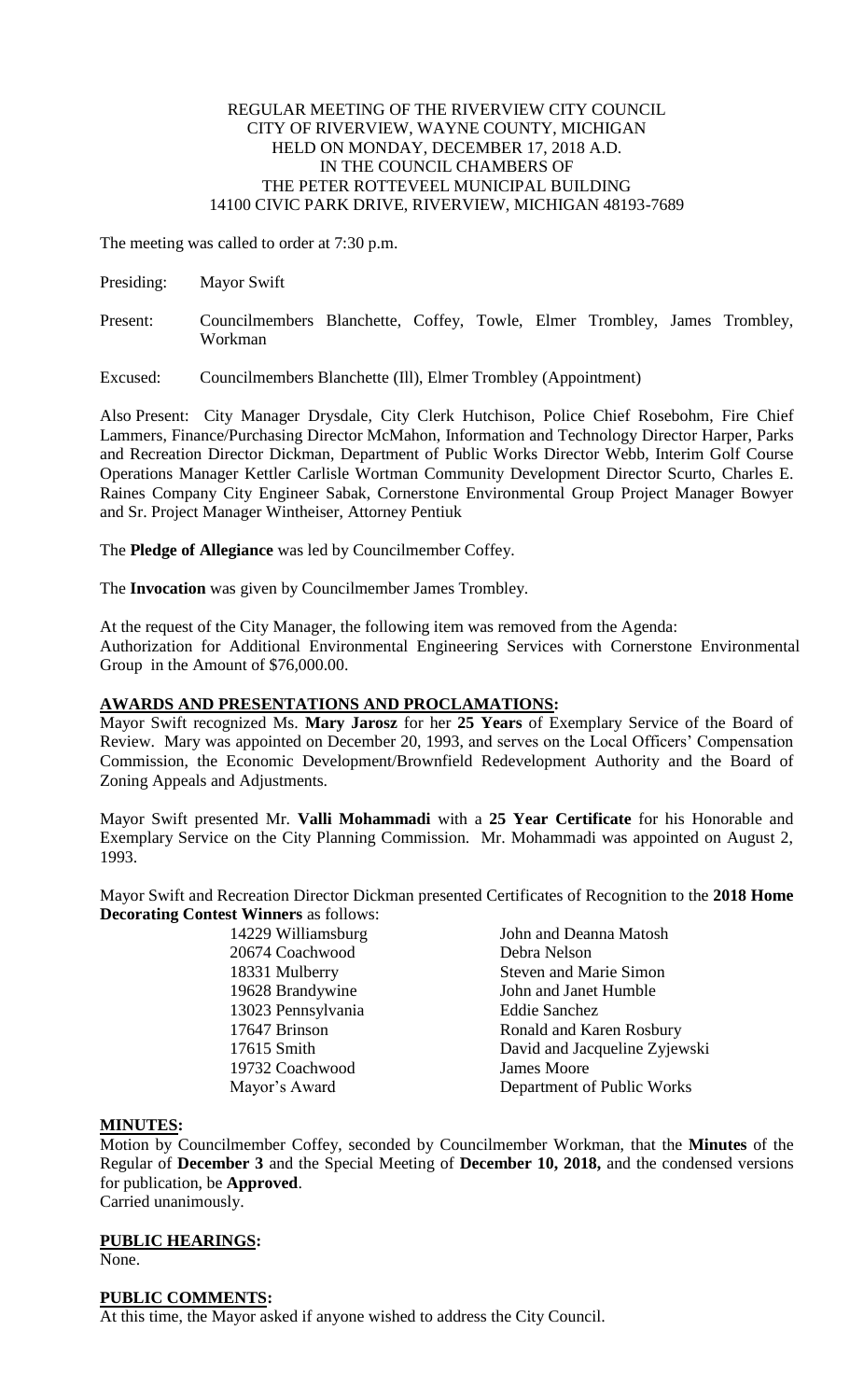REGULAR MEETING OF THE RIVERVIEW CITY COUNCIL
CITY OF RIVERVIEW, WAYNE COUNTY, MICHIGAN
HELD ON MONDAY, DECEMBER 17, 2018 A.D.
IN THE COUNCIL CHAMBERS OF
THE PETER ROTTEVEEL MUNICIPAL BUILDING
14100 CIVIC PARK DRIVE, RIVERVIEW, MICHIGAN 48193-7689

The meeting was called to order at 7:30 p.m.

Presiding: Mayor Swift

Present: Councilmembers Blanchette, Coffey, Towle, Elmer Trombley, James Trombley, Workman

Excused: Councilmembers Blanchette (Ill), Elmer Trombley (Appointment)

Also Present: City Manager Drysdale, City Clerk Hutchison, Police Chief Rosebohm, Fire Chief Lammers, Finance/Purchasing Director McMahon, Information and Technology Director Harper, Parks and Recreation Director Dickman, Department of Public Works Director Webb, Interim Golf Course Operations Manager Kettler Carlisle Wortman Community Development Director Scurto, Charles E. Raines Company City Engineer Sabak, Cornerstone Environmental Group Project Manager Bowyer and Sr. Project Manager Wintheiser, Attorney Pentiuk

The **Pledge of Allegiance** was led by Councilmember Coffey.

The **Invocation** was given by Councilmember James Trombley.

At the request of the City Manager, the following item was removed from the Agenda:
Authorization for Additional Environmental Engineering Services with Cornerstone Environmental Group in the Amount of $76,000.00.

**AWARDS AND PRESENTATIONS AND PROCLAMATIONS:**

Mayor Swift recognized Ms. **Mary Jarosz** for her **25 Years** of Exemplary Service of the Board of Review. Mary was appointed on December 20, 1993, and serves on the Local Officers' Compensation Commission, the Economic Development/Brownfield Redevelopment Authority and the Board of Zoning Appeals and Adjustments.

Mayor Swift presented Mr. **Valli Mohammadi** with a **25 Year Certificate** for his Honorable and Exemplary Service on the City Planning Commission. Mr. Mohammadi was appointed on August 2, 1993.

Mayor Swift and Recreation Director Dickman presented Certificates of Recognition to the **2018 Home Decorating Contest Winners** as follows:

| | |
|---|---|
| 14229 Williamsburg | John and Deanna Matosh |
| 20674 Coachwood | Debra Nelson |
| 18331 Mulberry | Steven and Marie Simon |
| 19628 Brandywine | John and Janet Humble |
| 13023 Pennsylvania | Eddie Sanchez |
| 17647 Brinson | Ronald and Karen Rosbury |
| 17615 Smith | David and Jacqueline Zyjewski |
| 19732 Coachwood | James Moore |
| Mayor's Award | Department of Public Works |

**MINUTES:**

Motion by Councilmember Coffey, seconded by Councilmember Workman, that the **Minutes** of the Regular of **December 3** and the Special Meeting of **December 10, 2018,** and the condensed versions for publication, be **Approved**.
Carried unanimously.

**PUBLIC HEARINGS:**

None.

**PUBLIC COMMENTS:**

At this time, the Mayor asked if anyone wished to address the City Council.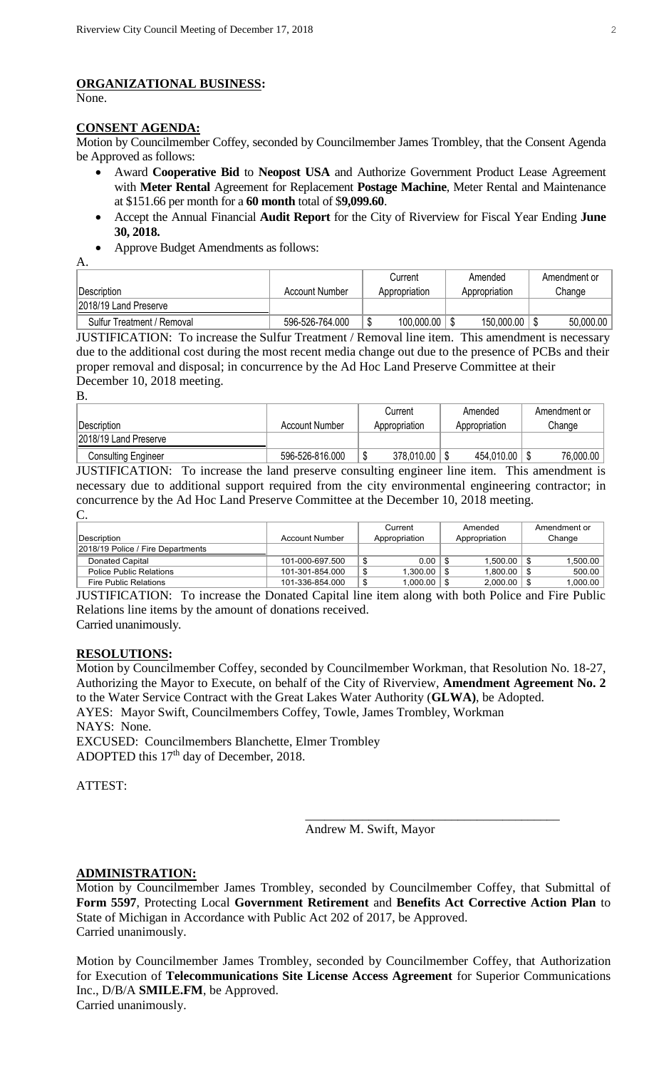**ORGANIZATIONAL BUSINESS:**
None.

**CONSENT AGENDA:**
Motion by Councilmember Coffey, seconded by Councilmember James Trombley, that the Consent Agenda be Approved as follows:

- Award **Cooperative Bid** to **Neopost USA** and Authorize Government Product Lease Agreement with **Meter Rental** Agreement for Replacement **Postage Machine**, Meter Rental and Maintenance at $151.66 per month for a **60 month** total of $**9,099.60**.
- Accept the Annual Financial **Audit Report** for the City of Riverview for Fiscal Year Ending **June 30, 2018.**
- Approve Budget Amendments as follows:

A.

| Description | Account Number | Current Appropriation | Amended Appropriation | Amendment or Change |
|---|---|---|---|---|
| 2018/19 Land Preserve | | | | |
| Sulfur Treatment / Removal | 596-526-764.000 | $ 100,000.00 | $ 150,000.00 | $ 50,000.00 |

JUSTIFICATION: To increase the Sulfur Treatment / Removal line item. This amendment is necessary due to the additional cost during the most recent media change out due to the presence of PCBs and their proper removal and disposal; in concurrence by the Ad Hoc Land Preserve Committee at their December 10, 2018 meeting.

B.

| Description | Account Number | Current Appropriation | Amended Appropriation | Amendment or Change |
|---|---|---|---|---|
| 2018/19 Land Preserve | | | | |
| Consulting Engineer | 596-526-816.000 | $ 378,010.00 | $ 454,010.00 | $ 76,000.00 |

JUSTIFICATION: To increase the land preserve consulting engineer line item. This amendment is necessary due to additional support required from the city environmental engineering contractor; in concurrence by the Ad Hoc Land Preserve Committee at the December 10, 2018 meeting.

C.

| Description | Account Number | Current Appropriation | Amended Appropriation | Amendment or Change |
|---|---|---|---|---|
| 2018/19 Police / Fire Departments | | | | |
| Donated Capital | 101-000-697.500 | $ 0.00 | $ 1,500.00 | $ 1,500.00 |
| Police Public Relations | 101-301-854.000 | $ 1,300.00 | $ 1,800.00 | $ 500.00 |
| Fire Public Relations | 101-336-854.000 | $ 1,000.00 | $ 2,000.00 | $ 1,000.00 |

JUSTIFICATION: To increase the Donated Capital line item along with both Police and Fire Public Relations line items by the amount of donations received.
Carried unanimously.

**RESOLUTIONS:**
Motion by Councilmember Coffey, seconded by Councilmember Workman, that Resolution No. 18-27, Authorizing the Mayor to Execute, on behalf of the City of Riverview, **Amendment Agreement No. 2** to the Water Service Contract with the Great Lakes Water Authority (**GLWA)**, be Adopted.
AYES: Mayor Swift, Councilmembers Coffey, Towle, James Trombley, Workman
NAYS: None.
EXCUSED: Councilmembers Blanchette, Elmer Trombley
ADOPTED this 17th day of December, 2018.

ATTEST:

\_\_\_\_\_\_\_\_\_\_\_\_\_\_\_\_\_\_\_\_\_\_\_\_\_\_\_\_\_\_\_\_\_\_\_\_\_\_\_\_
Andrew M. Swift, Mayor

**ADMINISTRATION:**
Motion by Councilmember James Trombley, seconded by Councilmember Coffey, that Submittal of **Form 5597**, Protecting Local **Government Retirement** and **Benefits Act Corrective Action Plan** to State of Michigan in Accordance with Public Act 202 of 2017, be Approved.
Carried unanimously.

Motion by Councilmember James Trombley, seconded by Councilmember Coffey, that Authorization for Execution of **Telecommunications Site License Access Agreement** for Superior Communications Inc., D/B/A **SMILE.FM**, be Approved.
Carried unanimously.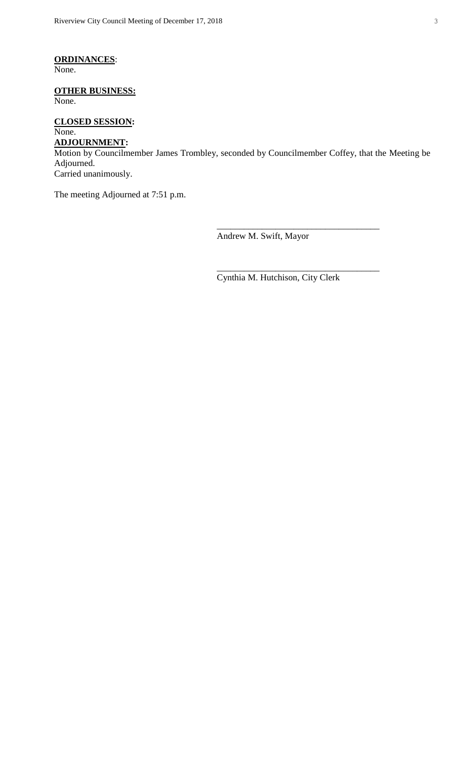**ORDINANCES**:
None.

**OTHER BUSINESS:**
None.

**CLOSED SESSION:**
None.

**ADJOURNMENT:**
Motion by Councilmember James Trombley, seconded by Councilmember Coffey, that the Meeting be Adjourned.
Carried unanimously.

The meeting Adjourned at 7:51 p.m.

\_\_\_\_\_\_\_\_\_\_\_\_\_\_\_\_\_\_\_\_\_\_\_\_\_\_\_\_\_\_\_\_\_\_\_
Andrew M. Swift, Mayor

\_\_\_\_\_\_\_\_\_\_\_\_\_\_\_\_\_\_\_\_\_\_\_\_\_\_\_\_\_\_\_\_\_\_\_
Cynthia M. Hutchison, City Clerk